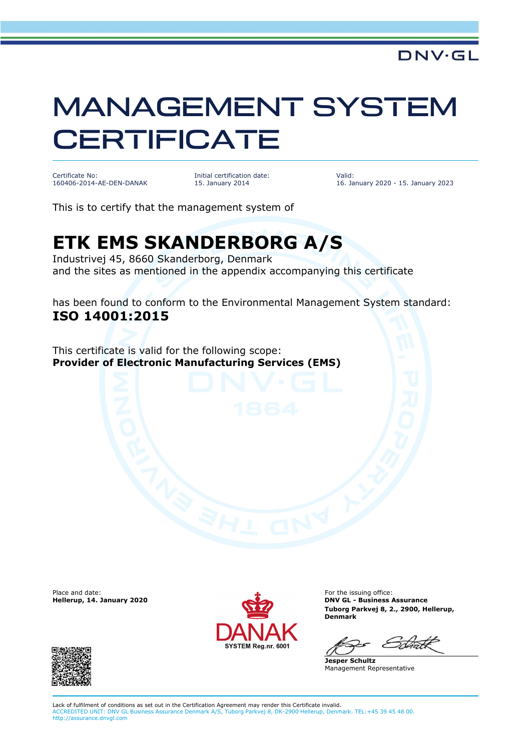DNV·GL

# MANAGEMENT SYSTEM CERTIFICATE

Certificate No:
160406-2014-AE-DEN-DANAK

Initial certification date:
15. January 2014

Valid:
16. January 2020 - 15. January 2023

This is to certify that the management system of

## ETK EMS SKANDERBORG A/S

Industrivej 45, 8660 Skanderborg, Denmark
and the sites as mentioned in the appendix accompanying this certificate

has been found to conform to the Environmental Management System standard:
**ISO 14001:2015**

This certificate is valid for the following scope:
**Provider of Electronic Manufacturing Services (EMS)**

Place and date:
**Hellerup, 14. January 2020**

DANAK
SYSTEM Reg.nr. 6001

For the issuing office:
**DNV GL - Business Assurance**
**Tuborg Parkvej 8, 2., 2900, Hellerup, Denmark**

**Jesper Schultz**
Management Representative

Lack of fulfilment of conditions as set out in the Certification Agreement may render this Certificate invalid.
ACCREDITED UNIT: DNV GL Business Assurance Denmark A/S, Tuborg Parkvej 8, DK-2900 Hellerup, Denmark. TEL:+45 39 45 48 00. http://assurance.dnvgl.com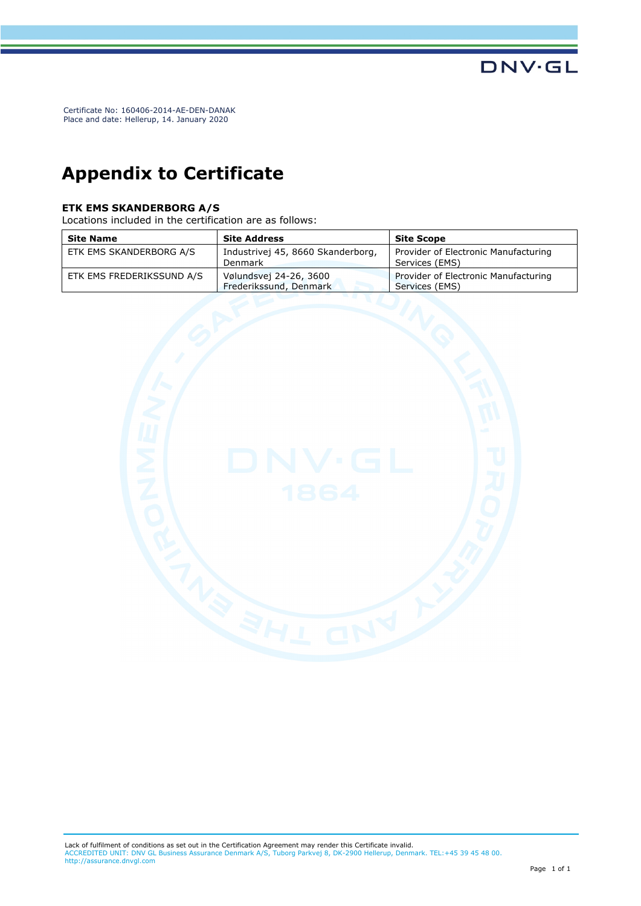Certificate No: 160406-2014-AE-DEN-DANAK
Place and date: Hellerup, 14. January 2020

# Appendix to Certificate

**ETK EMS SKANDERBORG A/S**
Locations included in the certification are as follows:

| Site Name | Site Address | Site Scope |
|---|---|---|
| ETK EMS SKANDERBORG A/S | Industrivej 45, 8660 Skanderborg, Denmark | Provider of Electronic Manufacturing Services (EMS) |
| ETK EMS FREDERIKSSUND A/S | Vølundsvej 24-26, 3600 Frederikssund, Denmark | Provider of Electronic Manufacturing Services (EMS) |

Lack of fulfilment of conditions as set out in the Certification Agreement may render this Certificate invalid.
ACCREDITED UNIT: DNV GL Business Assurance Denmark A/S, Tuborg Parkvej 8, DK-2900 Hellerup, Denmark. TEL:+45 39 45 48 00. http://assurance.dnvgl.com